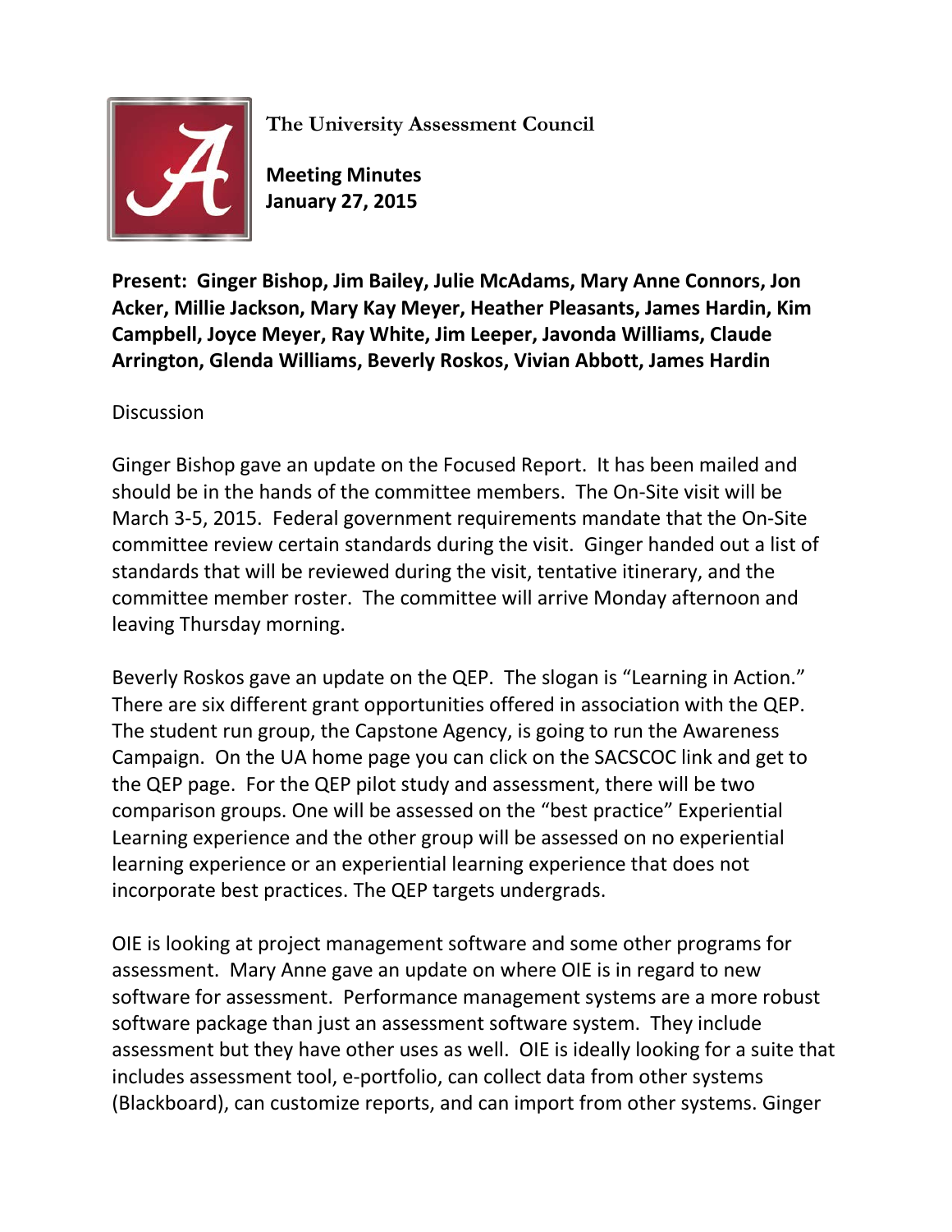**The University Assessment Council**

**Meeting Minutes**
**January 27, 2015**

**Present: Ginger Bishop, Jim Bailey, Julie McAdams, Mary Anne Connors, Jon Acker, Millie Jackson, Mary Kay Meyer, Heather Pleasants, James Hardin, Kim Campbell, Joyce Meyer, Ray White, Jim Leeper, Javonda Williams, Claude Arrington, Glenda Williams, Beverly Roskos, Vivian Abbott, James Hardin**

Discussion

Ginger Bishop gave an update on the Focused Report. It has been mailed and should be in the hands of the committee members. The On-Site visit will be March 3-5, 2015. Federal government requirements mandate that the On-Site committee review certain standards during the visit. Ginger handed out a list of standards that will be reviewed during the visit, tentative itinerary, and the committee member roster. The committee will arrive Monday afternoon and leaving Thursday morning.

Beverly Roskos gave an update on the QEP. The slogan is "Learning in Action." There are six different grant opportunities offered in association with the QEP. The student run group, the Capstone Agency, is going to run the Awareness Campaign. On the UA home page you can click on the SACSCOC link and get to the QEP page. For the QEP pilot study and assessment, there will be two comparison groups. One will be assessed on the "best practice" Experiential Learning experience and the other group will be assessed on no experiential learning experience or an experiential learning experience that does not incorporate best practices. The QEP targets undergrads.

OIE is looking at project management software and some other programs for assessment. Mary Anne gave an update on where OIE is in regard to new software for assessment. Performance management systems are a more robust software package than just an assessment software system. They include assessment but they have other uses as well. OIE is ideally looking for a suite that includes assessment tool, e-portfolio, can collect data from other systems (Blackboard), can customize reports, and can import from other systems. Ginger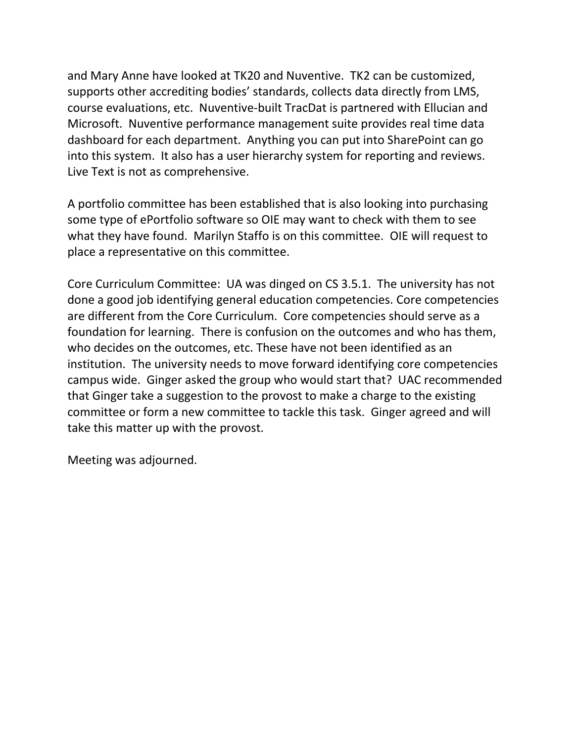and Mary Anne have looked at TK20 and Nuventive. TK2 can be customized, supports other accrediting bodies' standards, collects data directly from LMS, course evaluations, etc. Nuventive-built TracDat is partnered with Ellucian and Microsoft. Nuventive performance management suite provides real time data dashboard for each department. Anything you can put into SharePoint can go into this system. It also has a user hierarchy system for reporting and reviews. Live Text is not as comprehensive.

A portfolio committee has been established that is also looking into purchasing some type of ePortfolio software so OIE may want to check with them to see what they have found. Marilyn Staffo is on this committee. OIE will request to place a representative on this committee.

Core Curriculum Committee: UA was dinged on CS 3.5.1. The university has not done a good job identifying general education competencies. Core competencies are different from the Core Curriculum. Core competencies should serve as a foundation for learning. There is confusion on the outcomes and who has them, who decides on the outcomes, etc. These have not been identified as an institution. The university needs to move forward identifying core competencies campus wide. Ginger asked the group who would start that? UAC recommended that Ginger take a suggestion to the provost to make a charge to the existing committee or form a new committee to tackle this task. Ginger agreed and will take this matter up with the provost.

Meeting was adjourned.